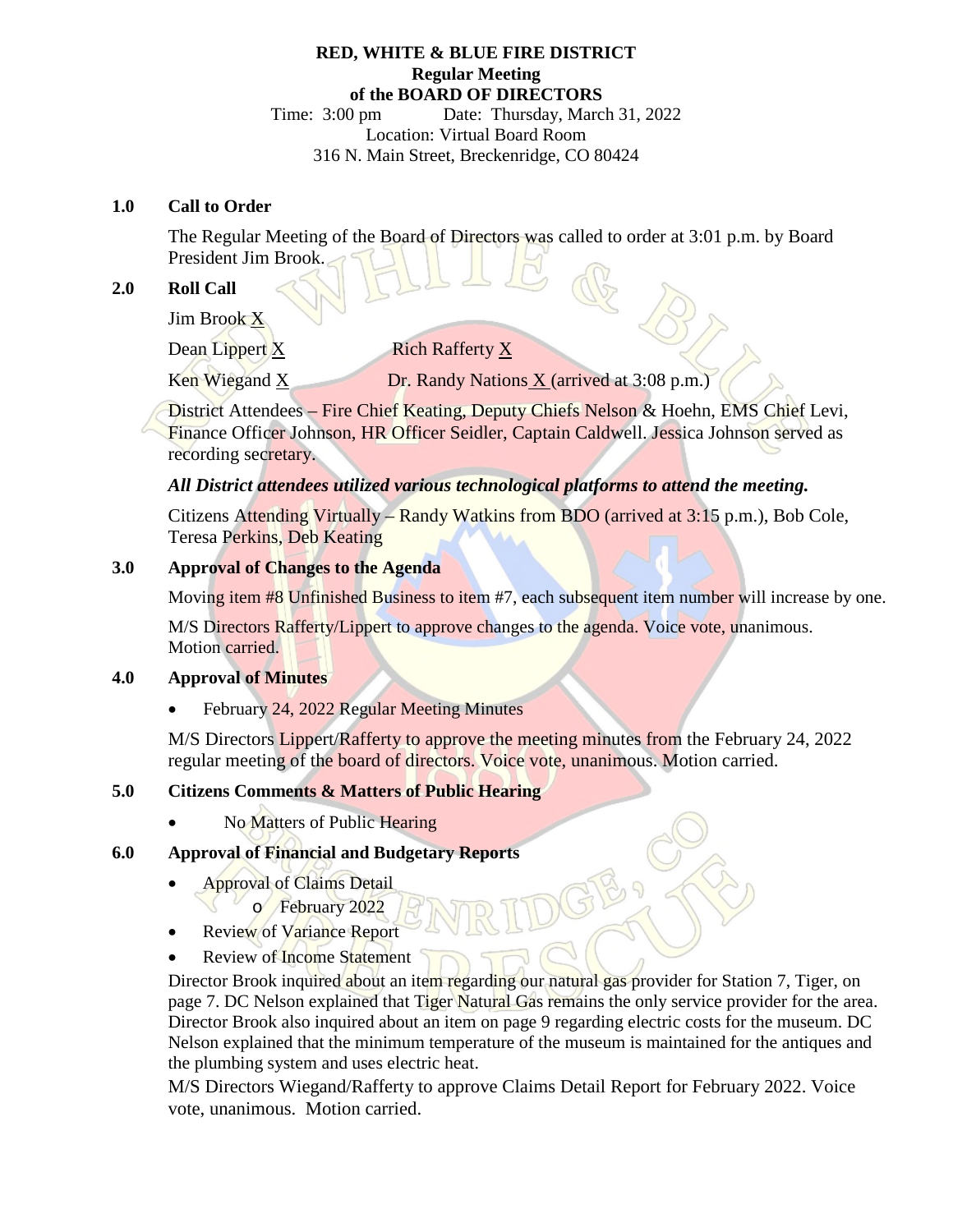**RED, WHITE & BLUE FIRE DISTRICT**
**Regular Meeting**
**of the BOARD OF DIRECTORS**

Time: 3:00 pm Date: Thursday, March 31, 2022
Location: Virtual Board Room
316 N. Main Street, Breckenridge, CO 80424

## 1.0 Call to Order

The Regular Meeting of the Board of Directors was called to order at 3:01 p.m. by Board President Jim Brook.

## 2.0 Roll Call

Jim Brook X

Dean Lippert X Rich Rafferty X

Ken Wiegand X Dr. Randy Nations X (arrived at 3:08 p.m.)

District Attendees – Fire Chief Keating, Deputy Chiefs Nelson & Hoehn, EMS Chief Levi, Finance Officer Johnson, HR Officer Seidler, Captain Caldwell. Jessica Johnson served as recording secretary.

***All District attendees utilized various technological platforms to attend the meeting.***

Citizens Attending Virtually – Randy Watkins from BDO (arrived at 3:15 p.m.), Bob Cole, Teresa Perkins, Deb Keating

## 3.0 Approval of Changes to the Agenda

Moving item #8 Unfinished Business to item #7, each subsequent item number will increase by one.

M/S Directors Rafferty/Lippert to approve changes to the agenda. Voice vote, unanimous. Motion carried.

## 4.0 Approval of Minutes

- February 24, 2022 Regular Meeting Minutes

M/S Directors Lippert/Rafferty to approve the meeting minutes from the February 24, 2022 regular meeting of the board of directors. Voice vote, unanimous. Motion carried.

## 5.0 Citizens Comments & Matters of Public Hearing

- No Matters of Public Hearing

## 6.0 Approval of Financial and Budgetary Reports

- Approval of Claims Detail
  - February 2022
- Review of Variance Report
- Review of Income Statement

Director Brook inquired about an item regarding our natural gas provider for Station 7, Tiger, on page 7. DC Nelson explained that Tiger Natural Gas remains the only service provider for the area. Director Brook also inquired about an item on page 9 regarding electric costs for the museum. DC Nelson explained that the minimum temperature of the museum is maintained for the antiques and the plumbing system and uses electric heat.

M/S Directors Wiegand/Rafferty to approve Claims Detail Report for February 2022. Voice vote, unanimous. Motion carried.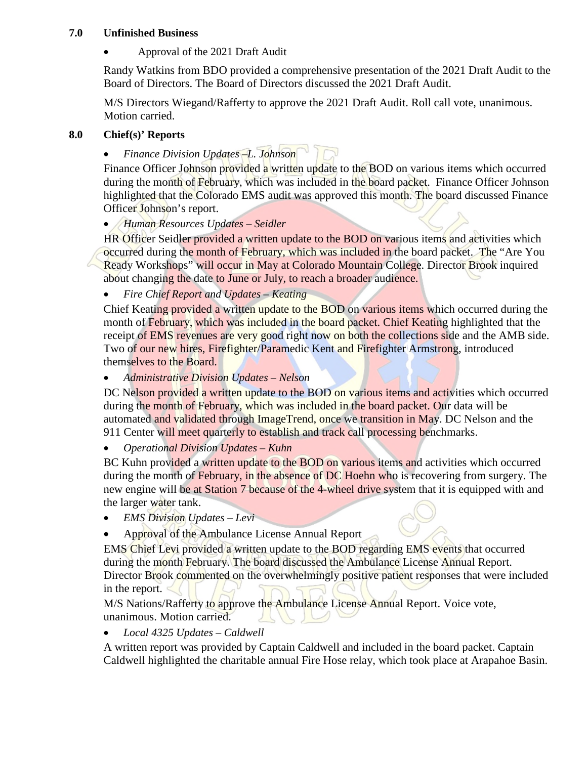## 7.0 Unfinished Business

- Approval of the 2021 Draft Audit

Randy Watkins from BDO provided a comprehensive presentation of the 2021 Draft Audit to the Board of Directors. The Board of Directors discussed the 2021 Draft Audit.

M/S Directors Wiegand/Rafferty to approve the 2021 Draft Audit. Roll call vote, unanimous. Motion carried.

## 8.0 Chief(s)' Reports

- *Finance Division Updates –L. Johnson*

Finance Officer Johnson provided a written update to the BOD on various items which occurred during the month of February, which was included in the board packet. Finance Officer Johnson highlighted that the Colorado EMS audit was approved this month. The board discussed Finance Officer Johnson's report.

- *Human Resources Updates – Seidler*

HR Officer Seidler provided a written update to the BOD on various items and activities which occurred during the month of February, which was included in the board packet. The "Are You Ready Workshops" will occur in May at Colorado Mountain College. Director Brook inquired about changing the date to June or July, to reach a broader audience.

- *Fire Chief Report and Updates – Keating*

Chief Keating provided a written update to the BOD on various items which occurred during the month of February, which was included in the board packet. Chief Keating highlighted that the receipt of EMS revenues are very good right now on both the collections side and the AMB side. Two of our new hires, Firefighter/Paramedic Kent and Firefighter Armstrong, introduced themselves to the Board.

- *Administrative Division Updates – Nelson*

DC Nelson provided a written update to the BOD on various items and activities which occurred during the month of February, which was included in the board packet. Our data will be automated and validated through ImageTrend, once we transition in May. DC Nelson and the 911 Center will meet quarterly to establish and track call processing benchmarks.

- *Operational Division Updates – Kuhn*

BC Kuhn provided a written update to the BOD on various items and activities which occurred during the month of February, in the absence of DC Hoehn who is recovering from surgery. The new engine will be at Station 7 because of the 4-wheel drive system that it is equipped with and the larger water tank.

- *EMS Division Updates – Levi*
- Approval of the Ambulance License Annual Report

EMS Chief Levi provided a written update to the BOD regarding EMS events that occurred during the month February. The board discussed the Ambulance License Annual Report. Director Brook commented on the overwhelmingly positive patient responses that were included in the report.

M/S Nations/Rafferty to approve the Ambulance License Annual Report. Voice vote, unanimous. Motion carried.

- *Local 4325 Updates – Caldwell*

A written report was provided by Captain Caldwell and included in the board packet. Captain Caldwell highlighted the charitable annual Fire Hose relay, which took place at Arapahoe Basin.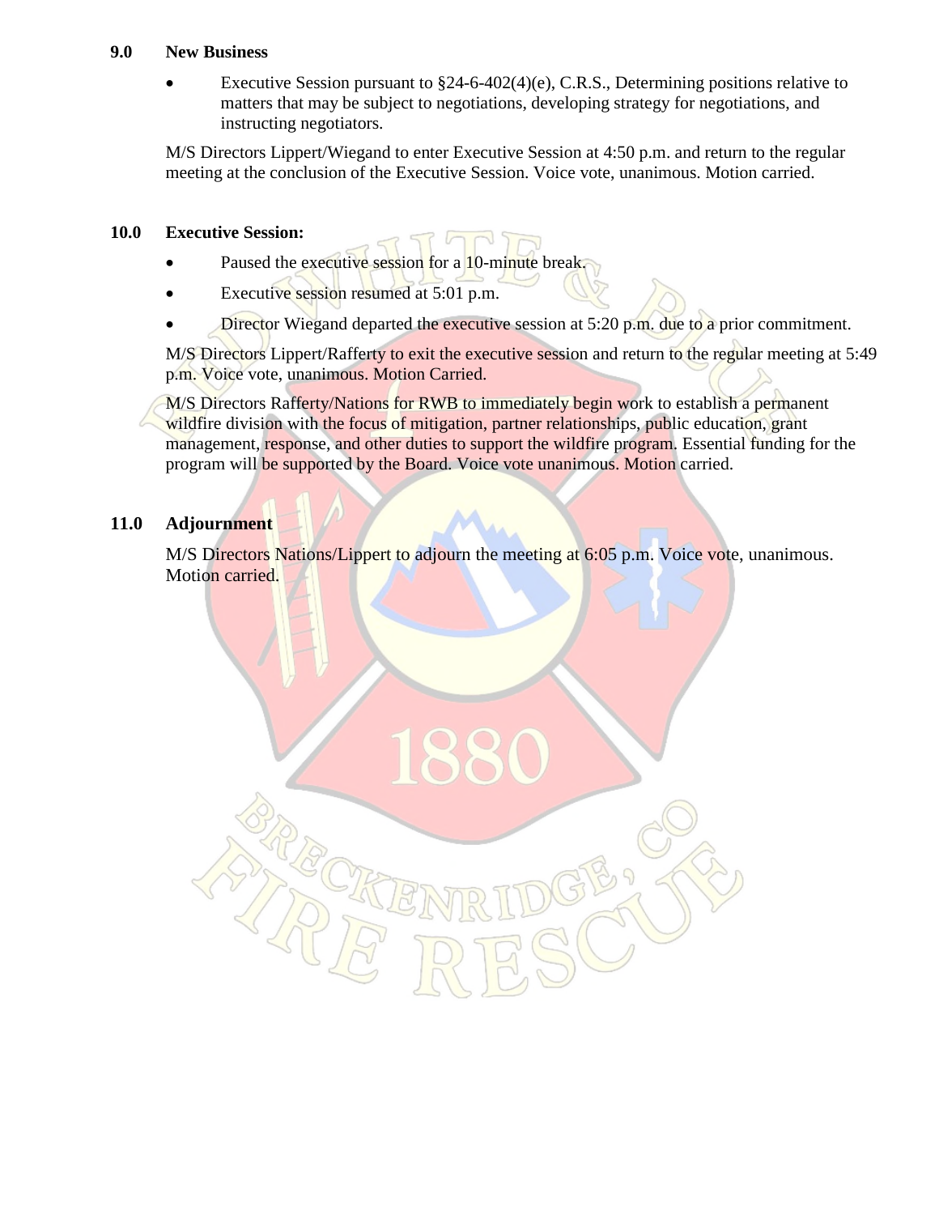## 9.0 New Business

- Executive Session pursuant to §24-6-402(4)(e), C.R.S., Determining positions relative to matters that may be subject to negotiations, developing strategy for negotiations, and instructing negotiators.

M/S Directors Lippert/Wiegand to enter Executive Session at 4:50 p.m. and return to the regular meeting at the conclusion of the Executive Session. Voice vote, unanimous. Motion carried.

## 10.0 Executive Session:

- Paused the executive session for a 10-minute break.
- Executive session resumed at 5:01 p.m.
- Director Wiegand departed the executive session at 5:20 p.m. due to a prior commitment.

M/S Directors Lippert/Rafferty to exit the executive session and return to the regular meeting at 5:49 p.m. Voice vote, unanimous. Motion Carried.

M/S Directors Rafferty/Nations for RWB to immediately begin work to establish a permanent wildfire division with the focus of mitigation, partner relationships, public education, grant management, response, and other duties to support the wildfire program. Essential funding for the program will be supported by the Board. Voice vote unanimous. Motion carried.

## 11.0 Adjournment

M/S Directors Nations/Lippert to adjourn the meeting at 6:05 p.m. Voice vote, unanimous. Motion carried.